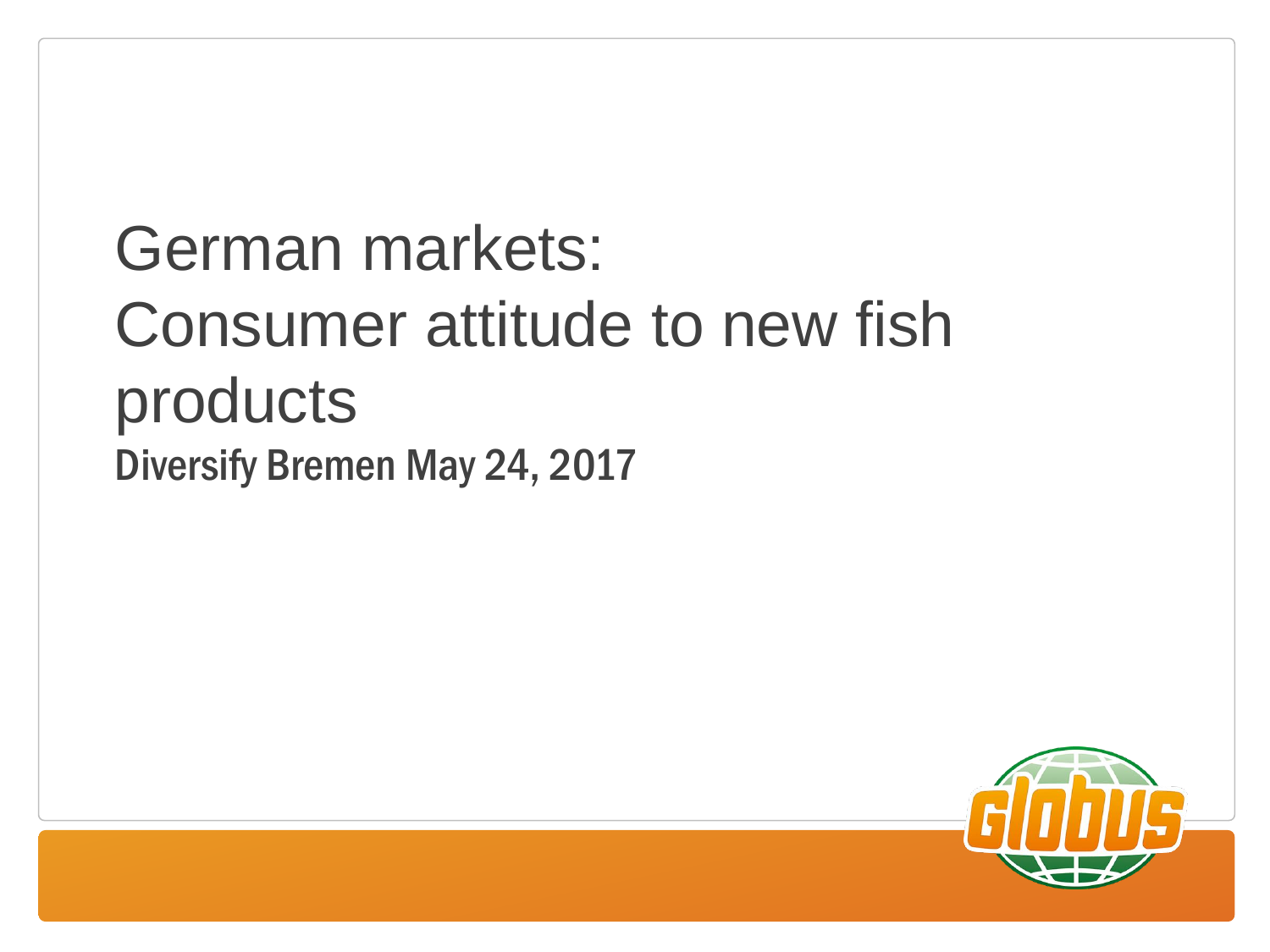# German markets: Consumer attitude to new fish products

**Diversify Bremen May 24, 2017**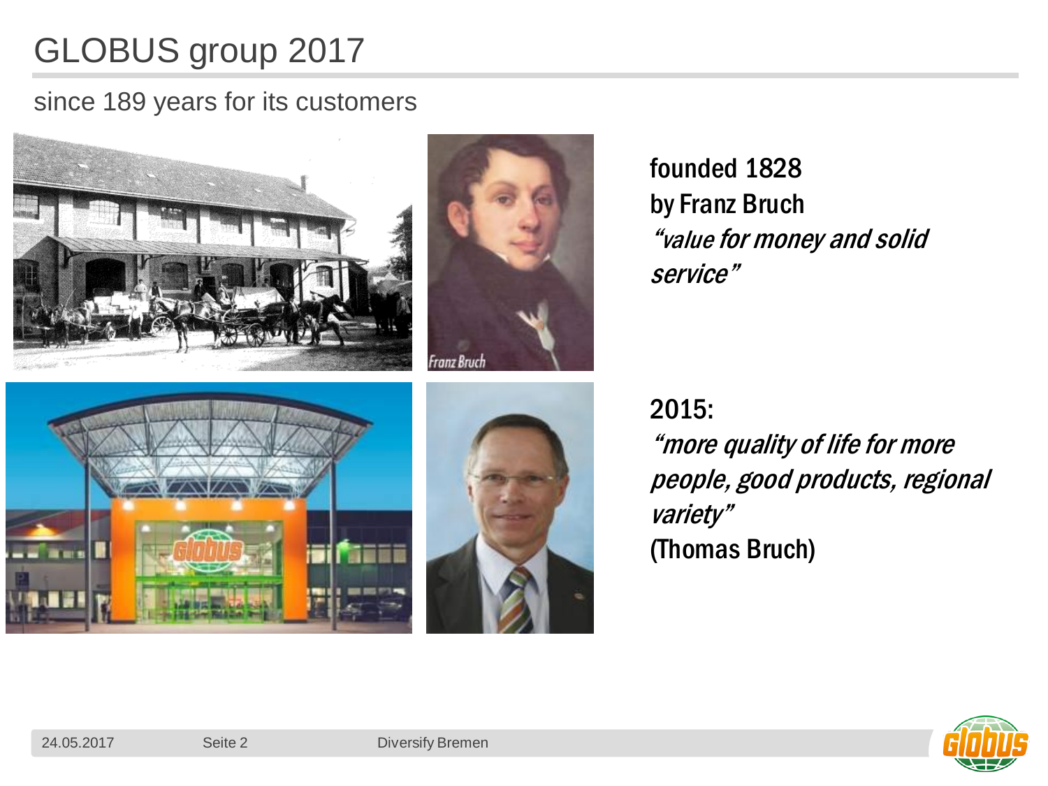# GLOBUS group 2017

since 189 years for its customers

founded 1828
by Franz Bruch
*"value for money and solid service"*

2015:
*"more quality of life for more people, good products, regional variety"*
(Thomas Bruch)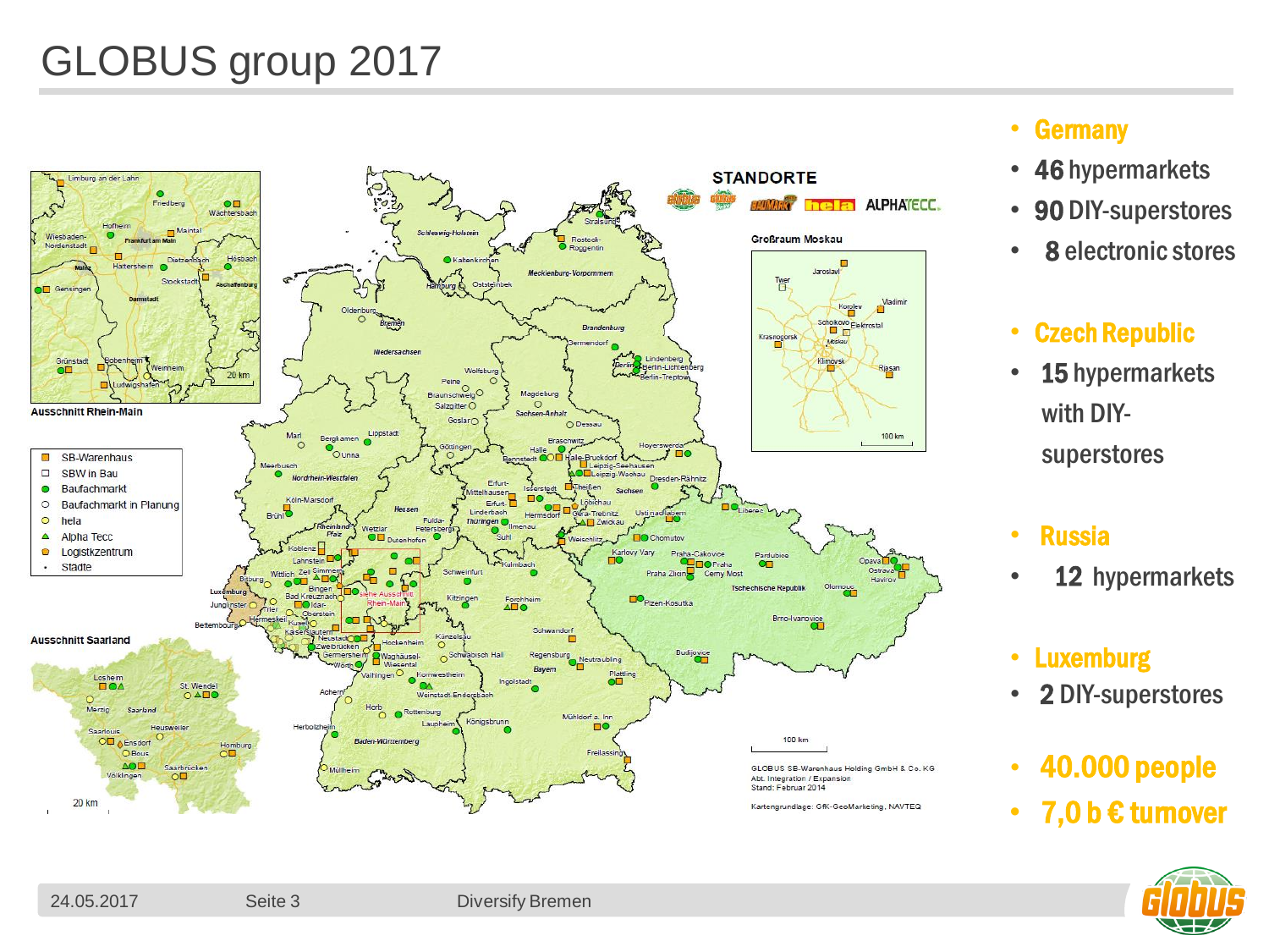# GLOBUS group 2017

- **Germany**
  - **46** hypermarkets
  - **90** DIY-superstores
  - **8** electronic stores
- **Czech Republic**
  - **15** hypermarkets with DIY-superstores
- **Russia**
  - **12** hypermarkets
- **Luxemburg**
  - **2** DIY-superstores
- **40.000 people**
- **7,0 b € turnover**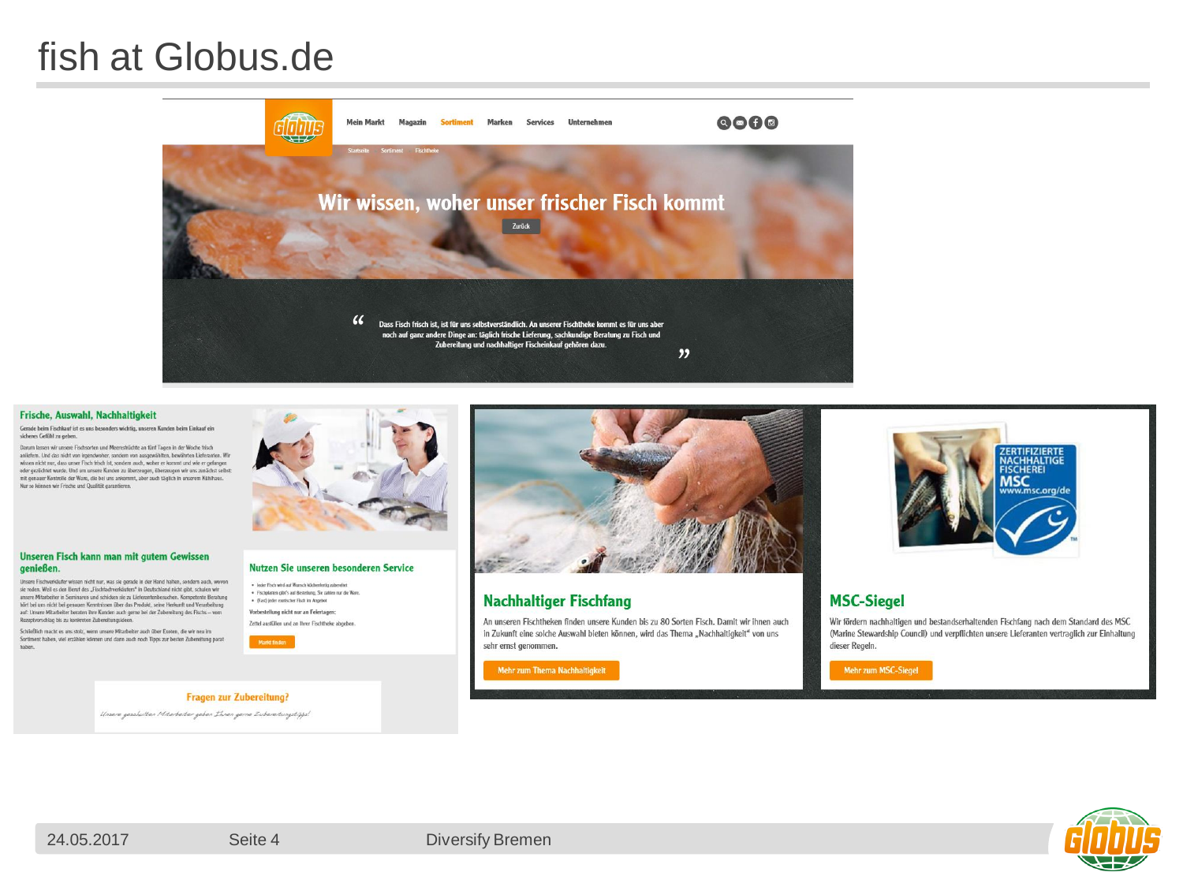# fish at Globus.de

Mein Markt Magazin Sortiment Marken Services Unternehmen

Startseite Sortiment Fischtheke

## Wir wissen, woher unser frischer Fisch kommt

Zurück

“ Dass Fisch frisch ist, ist für uns selbstverständlich. An unserer Fischtheke kommt es für uns aber noch auf ganz andere Dinge an: täglich frische Lieferung, sachkundige Beratung zu Fisch und Zubereitung und nachhaltiger Fischeinkauf gehören dazu. ”

### Frische, Auswahl, Nachhaltigkeit

Gerade beim Fischkauf ist es uns besonders wichtig, unseren Kunden beim Einkauf ein sicheres Gefühl zu geben.

Darum lassen wir unsere Fischsorten und Meeresfrüchte an fünf Tagen in der Woche frisch anliefern. Und das nicht von irgendwoher, sondern von ausgewählten, bewährten Lieferanten. Wir wissen nicht nur, dass unser Fisch frisch ist, sondern auch, woher er kommt und wie er gefangen oder gezüchtet wurde. Und um unsere Kunden zu überzeugen, überzeugen wir uns zunächst selbst: mit genauer Kontrolle der Ware, die bei uns ankommt, aber auch täglich in unserem Kühlhaus. Nur so können wir Frische und Qualität garantieren.

### Unseren Fisch kann man mit gutem Gewissen genießen.

Unsere Fischverkäufer wissen nicht nur, was sie gerade in der Hand halten, sondern auch, wovon sie reden. Weil es den Beruf des „Fischfachverkäufers“ in Deutschland nicht gibt, schulen wir unsere Mitarbeiter in Seminaren und schicken sie zu Lieferantenbesuchen. Kompetente Beratung hört bei uns nicht bei genauen Kenntnissen über das Produkt, seine Herkunft und Verarbeitung auf: Unsere Mitarbeiter beraten Ihre Kunden auch gerne bei der Zubereitung des Fischs – vom Rezeptvorschlag bis zu konkreten Zubereitungsideen.

Schließlich macht es uns stolz, wenn unsere Mitarbeiter auch über Exoten, die wir neu im Sortiment haben, viel erzählen können und dann auch noch Tipps zur besten Zubereitung parat haben.

### Nutzen Sie unseren besonderen Service

- Jeder Fisch wird auf Wunsch küchenfertig zubereitet
- Fischplatten gibt's auf Bestellung. Sie zahlen nur die Ware.
- (Fast) jeder exotischer Fisch im Angebot

Vorbestellung nicht nur an Feiertagen:

Zettel ausfüllen und an Ihrer Fischtheke abgeben.

Markt finden

### Fragen zur Zubereitung?

*Unsere geschulten Mitarbeiter geben Ihnen gerne Zubereitungstipps!*

### Nachhaltiger Fischfang

An unseren Fischtheken finden unsere Kunden bis zu 80 Sorten Fisch. Damit wir ihnen auch in Zukunft eine solche Auswahl bieten können, wird das Thema „Nachhaltigkeit“ von uns sehr ernst genommen.

Mehr zum Thema Nachhaltigkeit

### MSC-Siegel

ZERTIFIZIERTE NACHHALTIGE FISCHEREI MSC www.msc.org/de

Wir fördern nachhaltigen und bestandserhaltenden Fischfang nach dem Standard des MSC (Marine Stewardship Council) und verpflichten unsere Lieferanten vertraglich zur Einhaltung dieser Regeln.

Mehr zum MSC-Siegel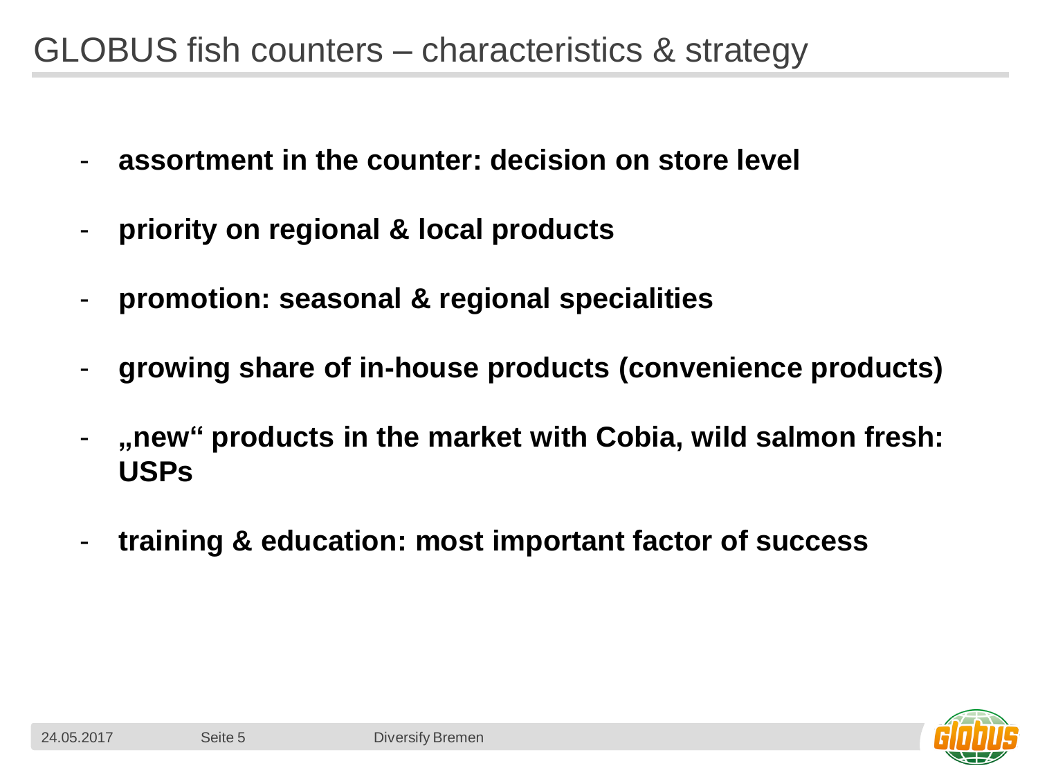# GLOBUS fish counters – characteristics & strategy

- **assortment in the counter: decision on store level**
- **priority on regional & local products**
- **promotion: seasonal & regional specialities**
- **growing share of in-house products (convenience products)**
- **„new“ products in the market with Cobia, wild salmon fresh: USPs**
- **training & education: most important factor of success**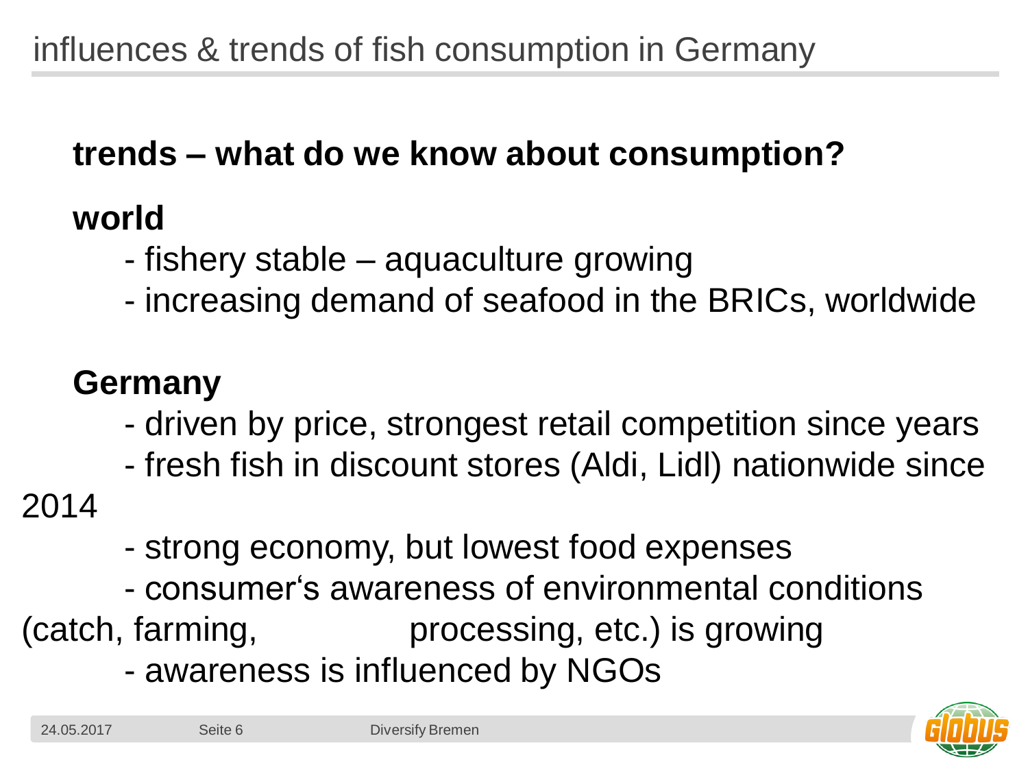# influences & trends of fish consumption in Germany

**trends – what do we know about consumption?**

**world**

- fishery stable – aquaculture growing
- increasing demand of seafood in the BRICs, worldwide

**Germany**

- driven by price, strongest retail competition since years
- fresh fish in discount stores (Aldi, Lidl) nationwide since 2014
- strong economy, but lowest food expenses
- consumer's awareness of environmental conditions (catch, farming, processing, etc.) is growing
- awareness is influenced by NGOs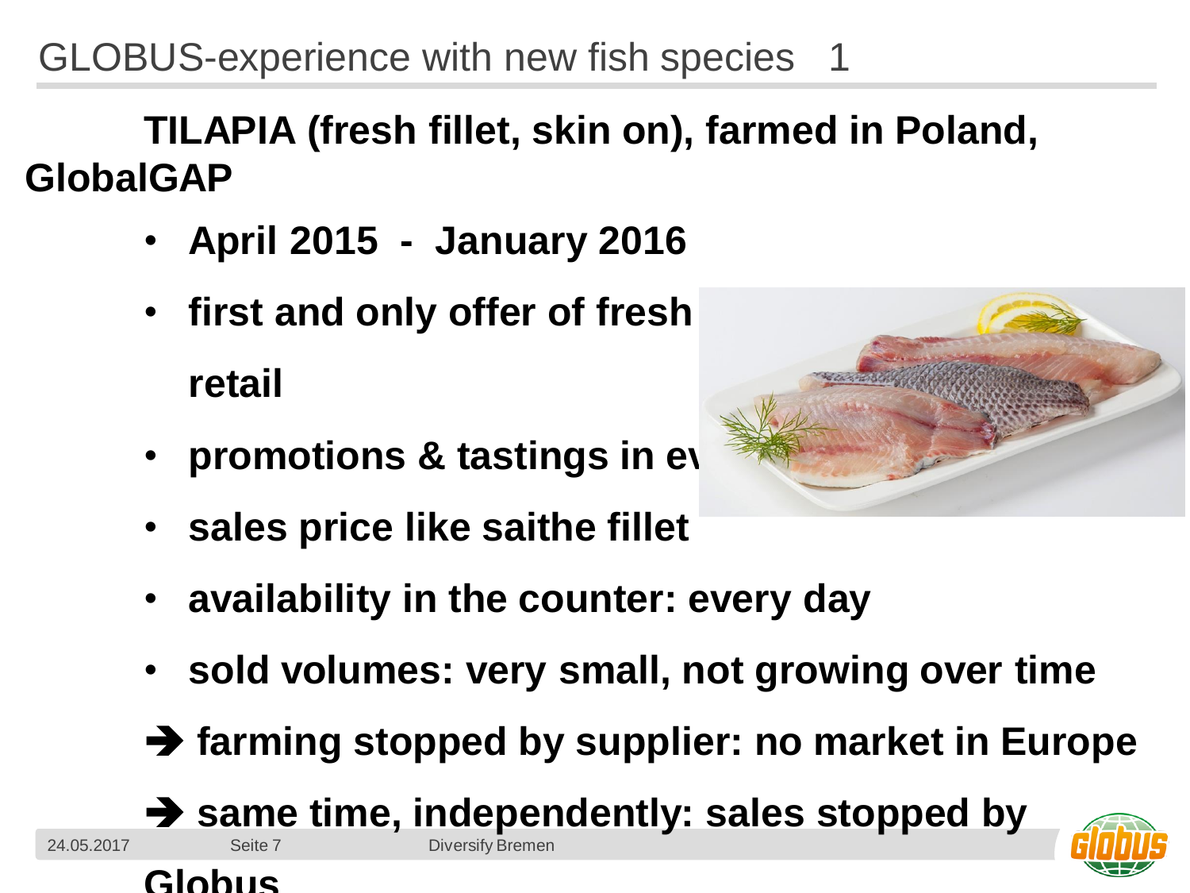# GLOBUS-experience with new fish species 1

**TILAPIA (fresh fillet, skin on), farmed in Poland, GlobalGAP**

- **April 2015 - January 2016**
- **first and only offer of fresh retail**
- **promotions & tastings in ev**
- **sales price like saithe fillet**
- **availability in the counter: every day**
- **sold volumes: very small, not growing over time**

**➔ farming stopped by supplier: no market in Europe**

**➔ same time, independently: sales stopped by Globus**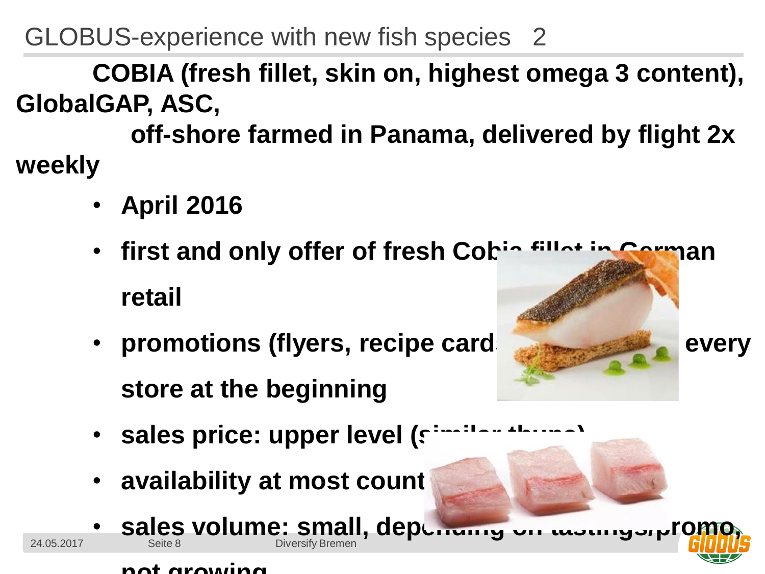# GLOBUS-experience with new fish species 2

**COBIA (fresh fillet, skin on, highest omega 3 content), GlobalGAP, ASC,**

**off-shore farmed in Panama, delivered by flight 2x weekly**

- **April 2016**
- **first and only offer of fresh Cobia fillet in German retail**
- **promotions (flyers, recipe card... every store at the beginning**
- **sales price: upper level (similar thuna)**
- **availability at most count...**
- **sales volume: small, depending on tastings/promo, not growing**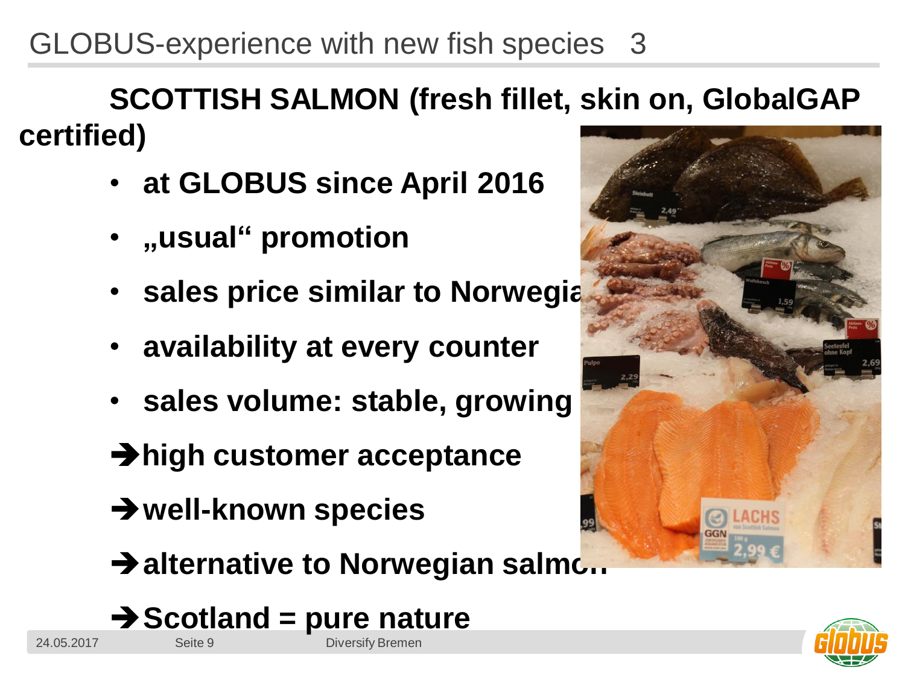# GLOBUS-experience with new fish species 3

## SCOTTISH SALMON (fresh fillet, skin on, GlobalGAP certified)

- **at GLOBUS since April 2016**
- **„usual“ promotion**
- **sales price similar to Norwegia**
- **availability at every counter**
- **sales volume: stable, growing**

**➔high customer acceptance**

**➔well-known species**

**➔alternative to Norwegian salmon**

**➔Scotland = pure nature**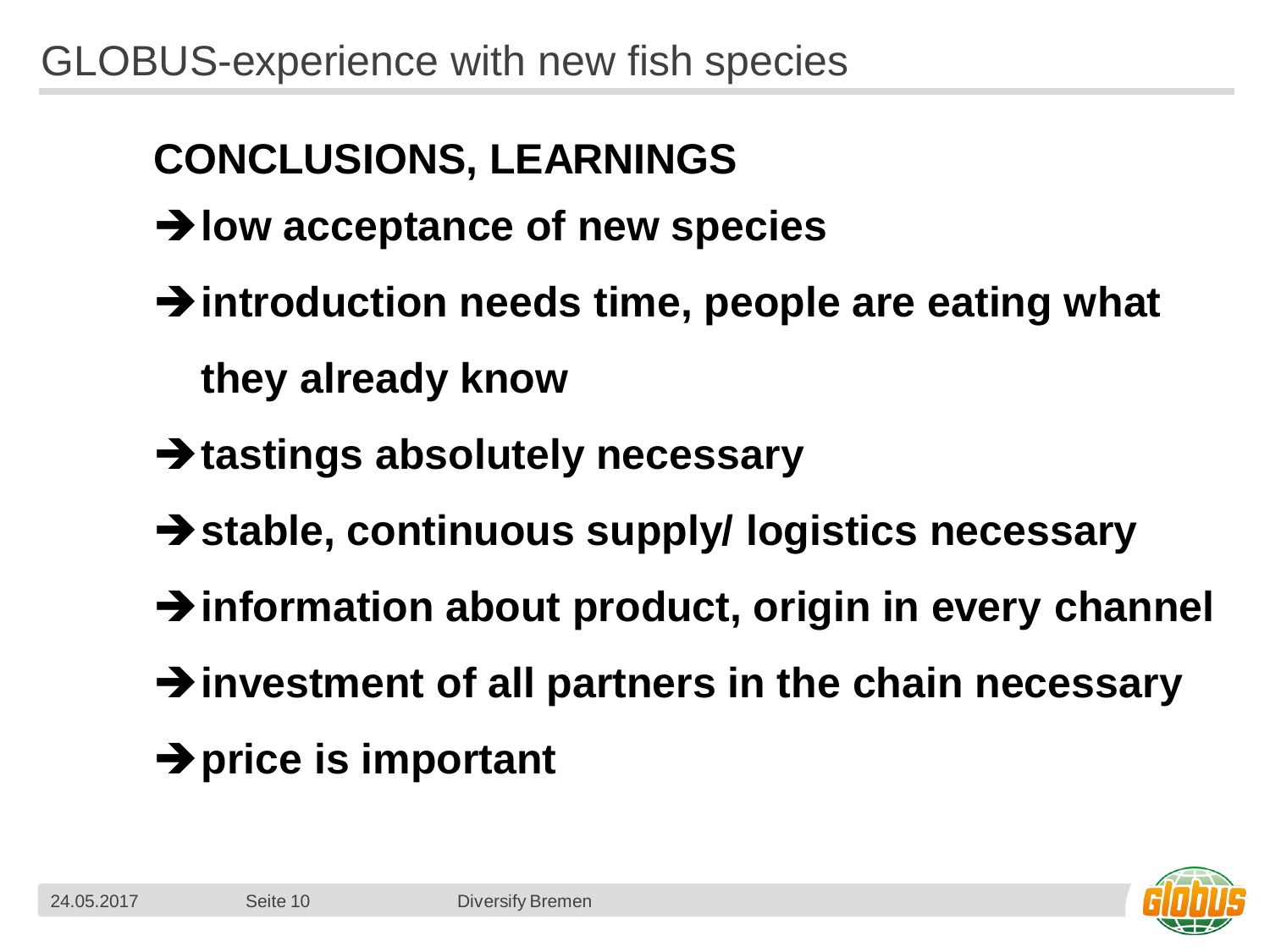# GLOBUS-experience with new fish species

## CONCLUSIONS, LEARNINGS

- ➔ **low acceptance of new species**
- ➔ **introduction needs time, people are eating what they already know**
- ➔ **tastings absolutely necessary**
- ➔ **stable, continuous supply/ logistics necessary**
- ➔ **information about product, origin in every channel**
- ➔ **investment of all partners in the chain necessary**
- ➔ **price is important**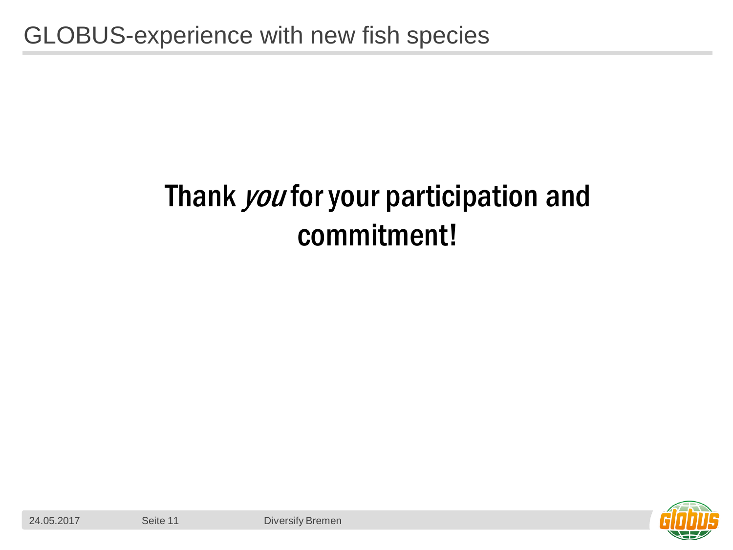# GLOBUS-experience with new fish species

## Thank *you* for your participation and commitment!